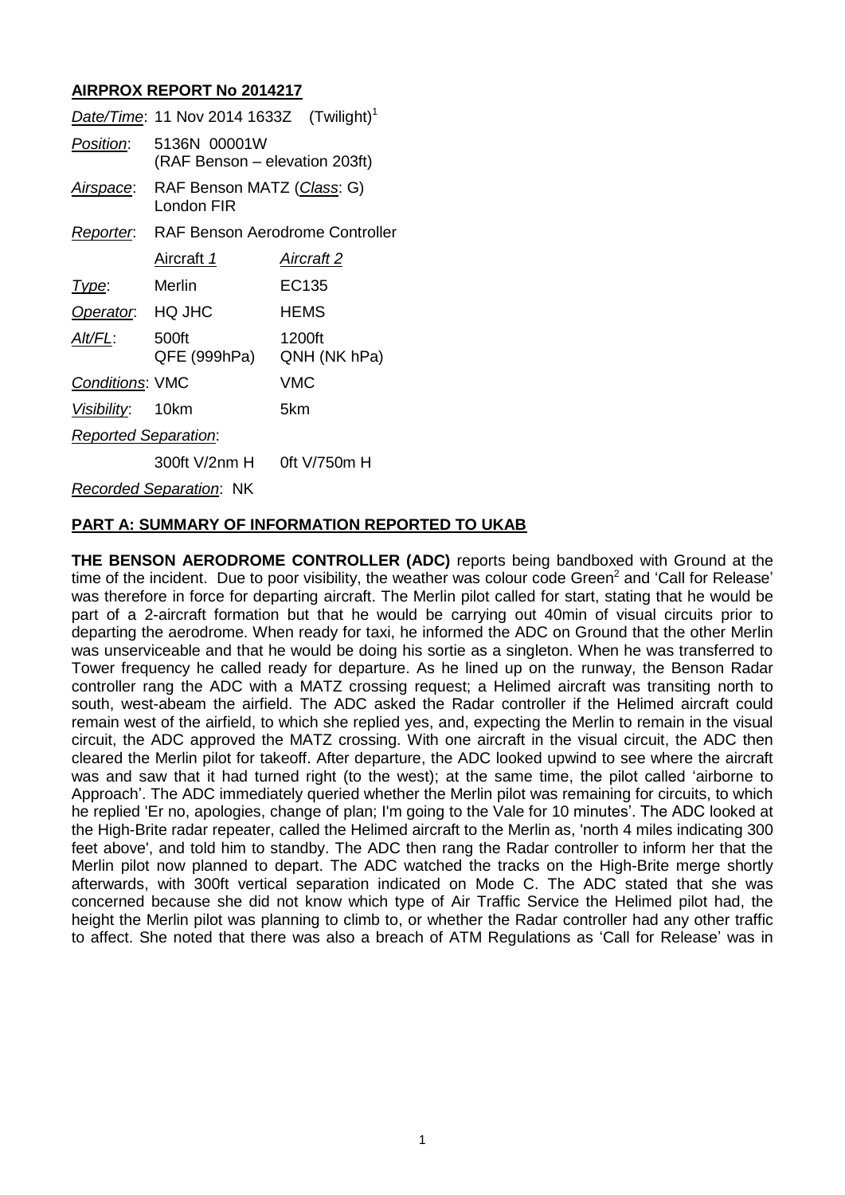**AIRPROX REPORT No 2014217**

| | | |
|---|---|---|
| *Date/Time*: | 11 Nov 2014 1633Z (Twilight)[1] | |
| *Position*: | 5136N 00001W (RAF Benson – elevation 203ft) | |
| *Airspace*: | RAF Benson MATZ (*Class*: G) London FIR | |
| *Reporter*: | RAF Benson Aerodrome Controller | |
| | Aircraft *1* | *Aircraft 2* |
| *Type*: | Merlin | EC135 |
| *Operator*: | HQ JHC | HEMS |
| *Alt/FL*: | 500ft QFE (999hPa) | 1200ft QNH (NK hPa) |
| *Conditions*: | VMC | VMC |
| *Visibility*: | 10km | 5km |
| *Reported Separation*: | | |
| | 300ft V/2nm H | 0ft V/750m H |
| *Recorded Separation*: | NK | |

## PART A: SUMMARY OF INFORMATION REPORTED TO UKAB

**THE BENSON AERODROME CONTROLLER (ADC)** reports being bandboxed with Ground at the time of the incident. Due to poor visibility, the weather was colour code Green[2] and 'Call for Release' was therefore in force for departing aircraft. The Merlin pilot called for start, stating that he would be part of a 2-aircraft formation but that he would be carrying out 40min of visual circuits prior to departing the aerodrome. When ready for taxi, he informed the ADC on Ground that the other Merlin was unserviceable and that he would be doing his sortie as a singleton. When he was transferred to Tower frequency he called ready for departure. As he lined up on the runway, the Benson Radar controller rang the ADC with a MATZ crossing request; a Helimed aircraft was transiting north to south, west-abeam the airfield. The ADC asked the Radar controller if the Helimed aircraft could remain west of the airfield, to which she replied yes, and, expecting the Merlin to remain in the visual circuit, the ADC approved the MATZ crossing. With one aircraft in the visual circuit, the ADC then cleared the Merlin pilot for takeoff. After departure, the ADC looked upwind to see where the aircraft was and saw that it had turned right (to the west); at the same time, the pilot called 'airborne to Approach'. The ADC immediately queried whether the Merlin pilot was remaining for circuits, to which he replied 'Er no, apologies, change of plan; I'm going to the Vale for 10 minutes'. The ADC looked at the High-Brite radar repeater, called the Helimed aircraft to the Merlin as, 'north 4 miles indicating 300 feet above', and told him to standby. The ADC then rang the Radar controller to inform her that the Merlin pilot now planned to depart. The ADC watched the tracks on the High-Brite merge shortly afterwards, with 300ft vertical separation indicated on Mode C. The ADC stated that she was concerned because she did not know which type of Air Traffic Service the Helimed pilot had, the height the Merlin pilot was planning to climb to, or whether the Radar controller had any other traffic to affect. She noted that there was also a breach of ATM Regulations as 'Call for Release' was in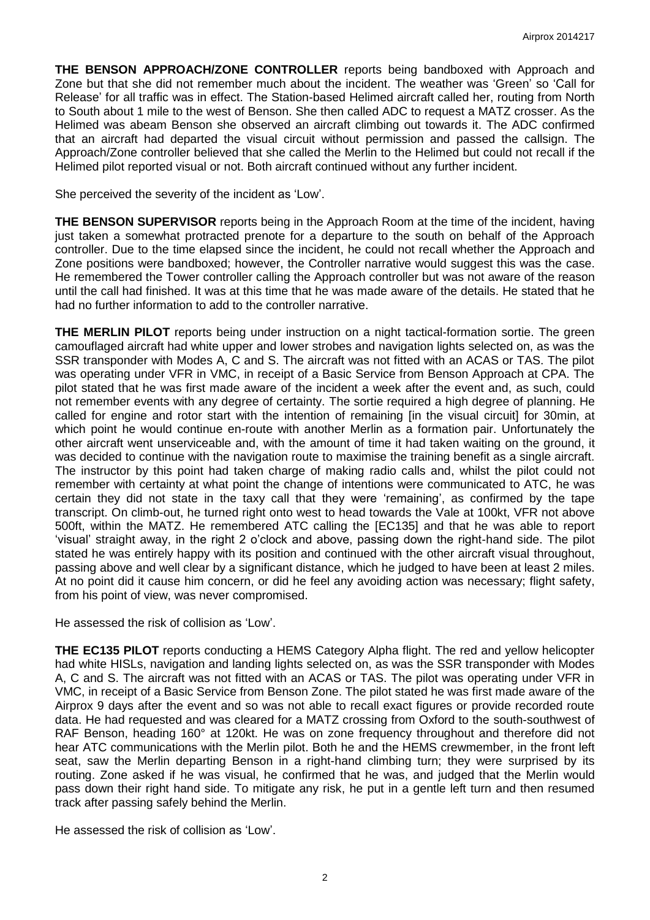**THE BENSON APPROACH/ZONE CONTROLLER** reports being bandboxed with Approach and Zone but that she did not remember much about the incident. The weather was 'Green' so 'Call for Release' for all traffic was in effect. The Station-based Helimed aircraft called her, routing from North to South about 1 mile to the west of Benson. She then called ADC to request a MATZ crosser. As the Helimed was abeam Benson she observed an aircraft climbing out towards it. The ADC confirmed that an aircraft had departed the visual circuit without permission and passed the callsign. The Approach/Zone controller believed that she called the Merlin to the Helimed but could not recall if the Helimed pilot reported visual or not. Both aircraft continued without any further incident.

She perceived the severity of the incident as 'Low'.

**THE BENSON SUPERVISOR** reports being in the Approach Room at the time of the incident, having just taken a somewhat protracted prenote for a departure to the south on behalf of the Approach controller. Due to the time elapsed since the incident, he could not recall whether the Approach and Zone positions were bandboxed; however, the Controller narrative would suggest this was the case. He remembered the Tower controller calling the Approach controller but was not aware of the reason until the call had finished. It was at this time that he was made aware of the details. He stated that he had no further information to add to the controller narrative.

**THE MERLIN PILOT** reports being under instruction on a night tactical-formation sortie. The green camouflaged aircraft had white upper and lower strobes and navigation lights selected on, as was the SSR transponder with Modes A, C and S. The aircraft was not fitted with an ACAS or TAS. The pilot was operating under VFR in VMC, in receipt of a Basic Service from Benson Approach at CPA. The pilot stated that he was first made aware of the incident a week after the event and, as such, could not remember events with any degree of certainty. The sortie required a high degree of planning. He called for engine and rotor start with the intention of remaining [in the visual circuit] for 30min, at which point he would continue en-route with another Merlin as a formation pair. Unfortunately the other aircraft went unserviceable and, with the amount of time it had taken waiting on the ground, it was decided to continue with the navigation route to maximise the training benefit as a single aircraft. The instructor by this point had taken charge of making radio calls and, whilst the pilot could not remember with certainty at what point the change of intentions were communicated to ATC, he was certain they did not state in the taxy call that they were 'remaining', as confirmed by the tape transcript. On climb-out, he turned right onto west to head towards the Vale at 100kt, VFR not above 500ft, within the MATZ. He remembered ATC calling the [EC135] and that he was able to report 'visual' straight away, in the right 2 o'clock and above, passing down the right-hand side. The pilot stated he was entirely happy with its position and continued with the other aircraft visual throughout, passing above and well clear by a significant distance, which he judged to have been at least 2 miles. At no point did it cause him concern, or did he feel any avoiding action was necessary; flight safety, from his point of view, was never compromised.

He assessed the risk of collision as 'Low'.

**THE EC135 PILOT** reports conducting a HEMS Category Alpha flight. The red and yellow helicopter had white HISLs, navigation and landing lights selected on, as was the SSR transponder with Modes A, C and S. The aircraft was not fitted with an ACAS or TAS. The pilot was operating under VFR in VMC, in receipt of a Basic Service from Benson Zone. The pilot stated he was first made aware of the Airprox 9 days after the event and so was not able to recall exact figures or provide recorded route data. He had requested and was cleared for a MATZ crossing from Oxford to the south-southwest of RAF Benson, heading 160° at 120kt. He was on zone frequency throughout and therefore did not hear ATC communications with the Merlin pilot. Both he and the HEMS crewmember, in the front left seat, saw the Merlin departing Benson in a right-hand climbing turn; they were surprised by its routing. Zone asked if he was visual, he confirmed that he was, and judged that the Merlin would pass down their right hand side. To mitigate any risk, he put in a gentle left turn and then resumed track after passing safely behind the Merlin.

He assessed the risk of collision as 'Low'.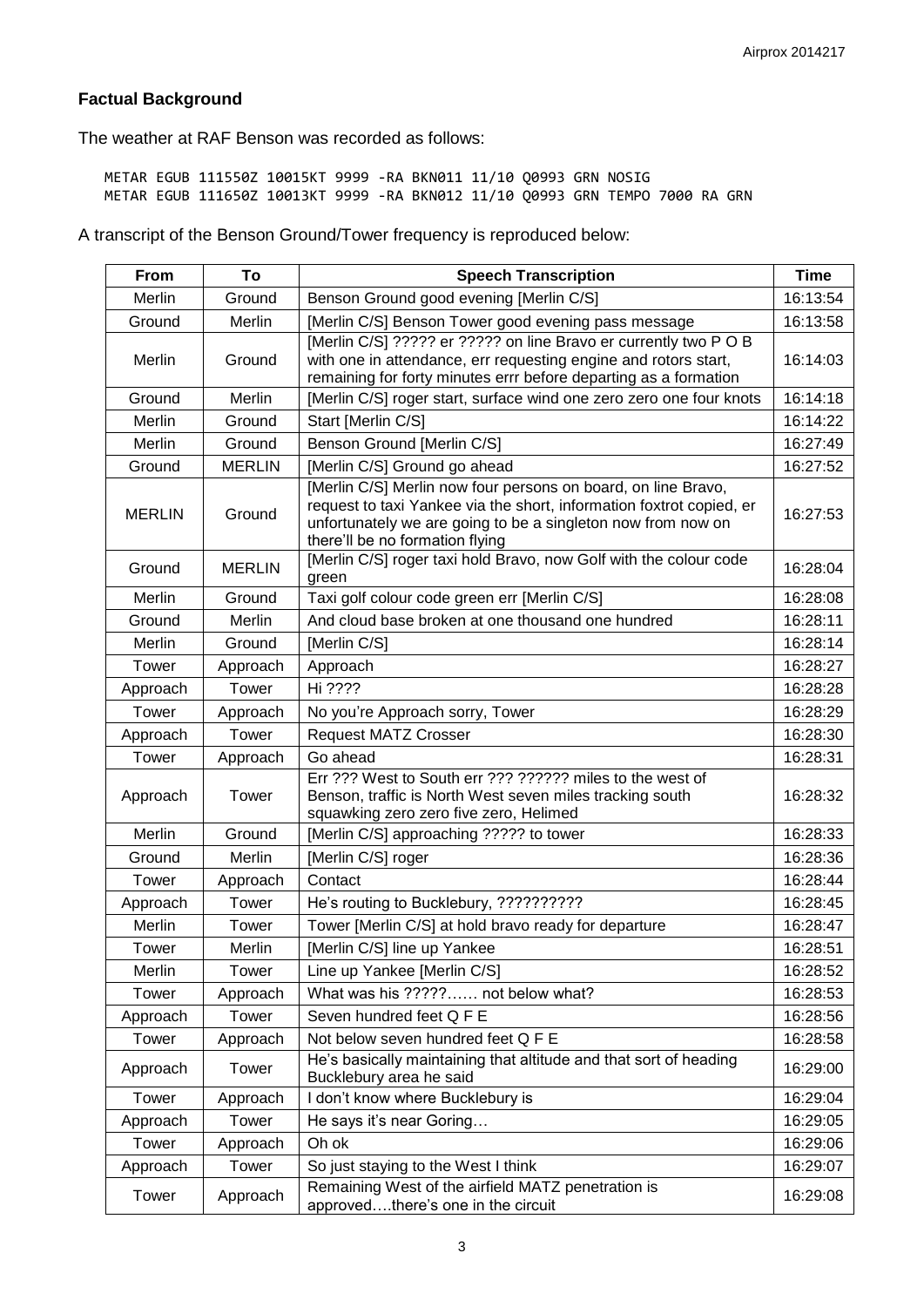## Factual Background

The weather at RAF Benson was recorded as follows:

```
METAR EGUB 111550Z 10015KT 9999 -RA BKN011 11/10 Q0993 GRN NOSIG
METAR EGUB 111650Z 10013KT 9999 -RA BKN012 11/10 Q0993 GRN TEMPO 7000 RA GRN
```

A transcript of the Benson Ground/Tower frequency is reproduced below:

| From | To | Speech Transcription | Time |
|---|---|---|---|
| Merlin | Ground | Benson Ground good evening [Merlin C/S] | 16:13:54 |
| Ground | Merlin | [Merlin C/S] Benson Tower good evening pass message | 16:13:58 |
| Merlin | Ground | [Merlin C/S] ????? er ????? on line Bravo er currently two P O B with one in attendance, err requesting engine and rotors start, remaining for forty minutes errr before departing as a formation | 16:14:03 |
| Ground | Merlin | [Merlin C/S] roger start, surface wind one zero zero one four knots | 16:14:18 |
| Merlin | Ground | Start [Merlin C/S] | 16:14:22 |
| Merlin | Ground | Benson Ground [Merlin C/S] | 16:27:49 |
| Ground | MERLIN | [Merlin C/S] Ground go ahead | 16:27:52 |
| MERLIN | Ground | [Merlin C/S] Merlin now four persons on board, on line Bravo, request to taxi Yankee via the short, information foxtrot copied, er unfortunately we are going to be a singleton now from now on there'll be no formation flying | 16:27:53 |
| Ground | MERLIN | [Merlin C/S] roger taxi hold Bravo, now Golf with the colour code green | 16:28:04 |
| Merlin | Ground | Taxi golf colour code green err [Merlin C/S] | 16:28:08 |
| Ground | Merlin | And cloud base broken at one thousand one hundred | 16:28:11 |
| Merlin | Ground | [Merlin C/S] | 16:28:14 |
| Tower | Approach | Approach | 16:28:27 |
| Approach | Tower | Hi ???? | 16:28:28 |
| Tower | Approach | No you're Approach sorry, Tower | 16:28:29 |
| Approach | Tower | Request MATZ Crosser | 16:28:30 |
| Tower | Approach | Go ahead | 16:28:31 |
| Approach | Tower | Err ??? West to South err ??? ?????? miles to the west of Benson, traffic is North West seven miles tracking south squawking zero zero five zero, Helimed | 16:28:32 |
| Merlin | Ground | [Merlin C/S] approaching ????? to tower | 16:28:33 |
| Ground | Merlin | [Merlin C/S] roger | 16:28:36 |
| Tower | Approach | Contact | 16:28:44 |
| Approach | Tower | He's routing to Bucklebury, ?????????? | 16:28:45 |
| Merlin | Tower | Tower [Merlin C/S] at hold bravo ready for departure | 16:28:47 |
| Tower | Merlin | [Merlin C/S] line up Yankee | 16:28:51 |
| Merlin | Tower | Line up Yankee [Merlin C/S] | 16:28:52 |
| Tower | Approach | What was his ?????…… not below what? | 16:28:53 |
| Approach | Tower | Seven hundred feet Q F E | 16:28:56 |
| Tower | Approach | Not below seven hundred feet Q F E | 16:28:58 |
| Approach | Tower | He's basically maintaining that altitude and that sort of heading Bucklebury area he said | 16:29:00 |
| Tower | Approach | I don't know where Bucklebury is | 16:29:04 |
| Approach | Tower | He says it's near Goring… | 16:29:05 |
| Tower | Approach | Oh ok | 16:29:06 |
| Approach | Tower | So just staying to the West I think | 16:29:07 |
| Tower | Approach | Remaining West of the airfield MATZ penetration is approved….there's one in the circuit | 16:29:08 |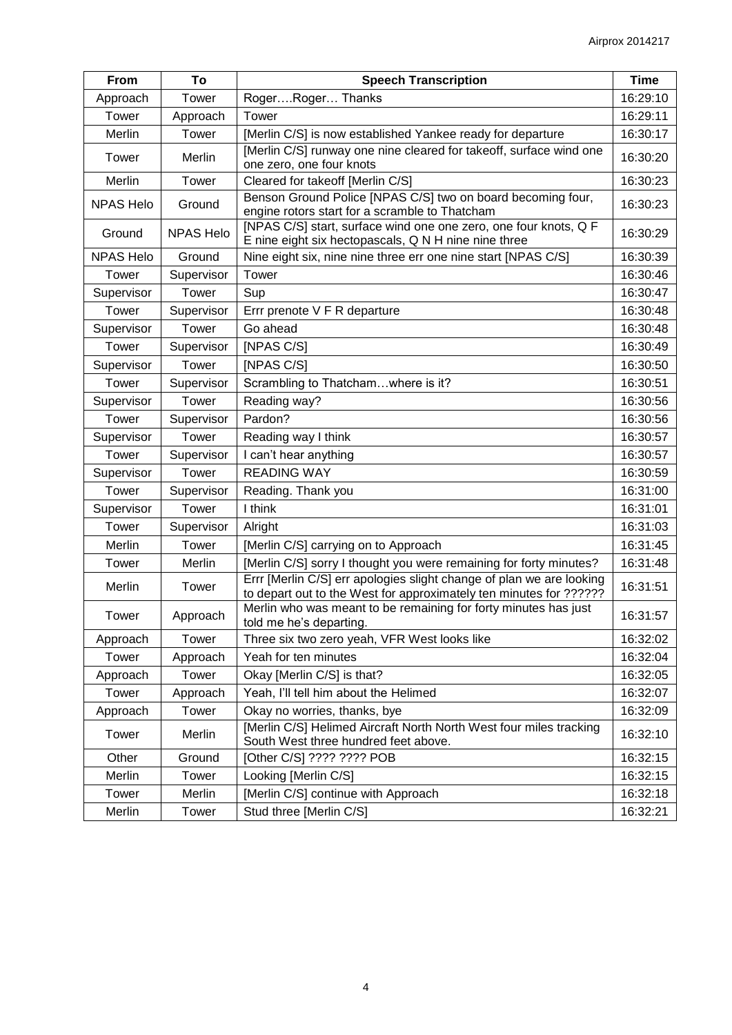| From | To | Speech Transcription | Time |
|---|---|---|---|
| Approach | Tower | Roger….Roger… Thanks | 16:29:10 |
| Tower | Approach | Tower | 16:29:11 |
| Merlin | Tower | [Merlin C/S] is now established Yankee ready for departure | 16:30:17 |
| Tower | Merlin | [Merlin C/S] runway one nine cleared for takeoff, surface wind one one zero, one four knots | 16:30:20 |
| Merlin | Tower | Cleared for takeoff [Merlin C/S] | 16:30:23 |
| NPAS Helo | Ground | Benson Ground Police [NPAS C/S] two on board becoming four, engine rotors start for a scramble to Thatcham | 16:30:23 |
| Ground | NPAS Helo | [NPAS C/S] start, surface wind one one zero, one four knots, Q F E nine eight six hectopascals, Q N H nine nine three | 16:30:29 |
| NPAS Helo | Ground | Nine eight six, nine nine three err one nine start [NPAS C/S] | 16:30:39 |
| Tower | Supervisor | Tower | 16:30:46 |
| Supervisor | Tower | Sup | 16:30:47 |
| Tower | Supervisor | Errr prenote V F R departure | 16:30:48 |
| Supervisor | Tower | Go ahead | 16:30:48 |
| Tower | Supervisor | [NPAS C/S] | 16:30:49 |
| Supervisor | Tower | [NPAS C/S] | 16:30:50 |
| Tower | Supervisor | Scrambling to Thatcham…where is it? | 16:30:51 |
| Supervisor | Tower | Reading way? | 16:30:56 |
| Tower | Supervisor | Pardon? | 16:30:56 |
| Supervisor | Tower | Reading way I think | 16:30:57 |
| Tower | Supervisor | I can't hear anything | 16:30:57 |
| Supervisor | Tower | READING WAY | 16:30:59 |
| Tower | Supervisor | Reading. Thank you | 16:31:00 |
| Supervisor | Tower | I think | 16:31:01 |
| Tower | Supervisor | Alright | 16:31:03 |
| Merlin | Tower | [Merlin C/S] carrying on to Approach | 16:31:45 |
| Tower | Merlin | [Merlin C/S] sorry I thought you were remaining for forty minutes? | 16:31:48 |
| Merlin | Tower | Errr [Merlin C/S] err apologies slight change of plan we are looking to depart out to the West for approximately ten minutes for ?????? | 16:31:51 |
| Tower | Approach | Merlin who was meant to be remaining for forty minutes has just told me he's departing. | 16:31:57 |
| Approach | Tower | Three six two zero yeah, VFR West looks like | 16:32:02 |
| Tower | Approach | Yeah for ten minutes | 16:32:04 |
| Approach | Tower | Okay [Merlin C/S] is that? | 16:32:05 |
| Tower | Approach | Yeah, I'll tell him about the Helimed | 16:32:07 |
| Approach | Tower | Okay no worries, thanks, bye | 16:32:09 |
| Tower | Merlin | [Merlin C/S] Helimed Aircraft North North West four miles tracking South West three hundred feet above. | 16:32:10 |
| Other | Ground | [Other C/S] ???? ???? POB | 16:32:15 |
| Merlin | Tower | Looking [Merlin C/S] | 16:32:15 |
| Tower | Merlin | [Merlin C/S] continue with Approach | 16:32:18 |
| Merlin | Tower | Stud three [Merlin C/S] | 16:32:21 |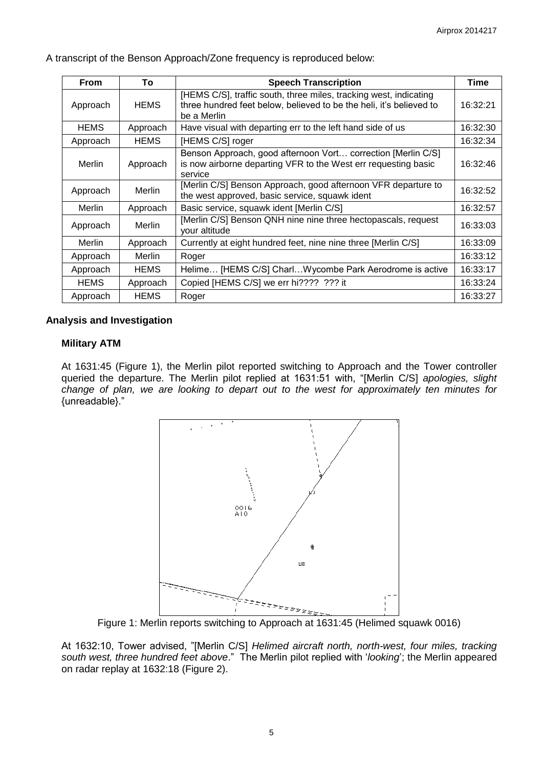A transcript of the Benson Approach/Zone frequency is reproduced below:

| From | To | Speech Transcription | Time |
| --- | --- | --- | --- |
| Approach | HEMS | [HEMS C/S], traffic south, three miles, tracking west, indicating three hundred feet below, believed to be the heli, it's believed to be a Merlin | 16:32:21 |
| HEMS | Approach | Have visual with departing err to the left hand side of us | 16:32:30 |
| Approach | HEMS | [HEMS C/S] roger | 16:32:34 |
| Merlin | Approach | Benson Approach, good afternoon Vort… correction [Merlin C/S] is now airborne departing VFR to the West err requesting basic service | 16:32:46 |
| Approach | Merlin | [Merlin C/S] Benson Approach, good afternoon VFR departure to the west approved, basic service, squawk ident | 16:32:52 |
| Merlin | Approach | Basic service, squawk ident [Merlin C/S] | 16:32:57 |
| Approach | Merlin | [Merlin C/S] Benson QNH nine nine three hectopascals, request your altitude | 16:33:03 |
| Merlin | Approach | Currently at eight hundred feet, nine nine three [Merlin C/S] | 16:33:09 |
| Approach | Merlin | Roger | 16:33:12 |
| Approach | HEMS | Helime… [HEMS C/S] Charl…Wycombe Park Aerodrome is active | 16:33:17 |
| HEMS | Approach | Copied [HEMS C/S] we err hi???? ??? it | 16:33:24 |
| Approach | HEMS | Roger | 16:33:27 |

## Analysis and Investigation

### Military ATM

At 1631:45 (Figure 1), the Merlin pilot reported switching to Approach and the Tower controller queried the departure. The Merlin pilot replied at 1631:51 with, "[Merlin C/S] *apologies, slight change of plan, we are looking to depart out to the west for approximately ten minutes for* {unreadable}."

Figure 1: Merlin reports switching to Approach at 1631:45 (Helimed squawk 0016)

At 1632:10, Tower advised, "[Merlin C/S] *Helimed aircraft north, north-west, four miles, tracking south west, three hundred feet above*." The Merlin pilot replied with '*looking*'; the Merlin appeared on radar replay at 1632:18 (Figure 2).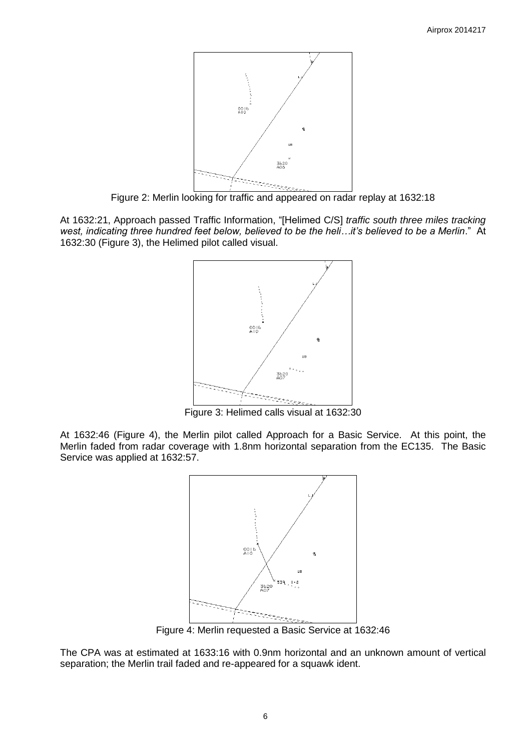Figure 2: Merlin looking for traffic and appeared on radar replay at 1632:18

At 1632:21, Approach passed Traffic Information, "[Helimed C/S] *traffic south three miles tracking west, indicating three hundred feet below, believed to be the heli…it's believed to be a Merlin*." At 1632:30 (Figure 3), the Helimed pilot called visual.

Figure 3: Helimed calls visual at 1632:30

At 1632:46 (Figure 4), the Merlin pilot called Approach for a Basic Service. At this point, the Merlin faded from radar coverage with 1.8nm horizontal separation from the EC135. The Basic Service was applied at 1632:57.

Figure 4: Merlin requested a Basic Service at 1632:46

The CPA was at estimated at 1633:16 with 0.9nm horizontal and an unknown amount of vertical separation; the Merlin trail faded and re-appeared for a squawk ident.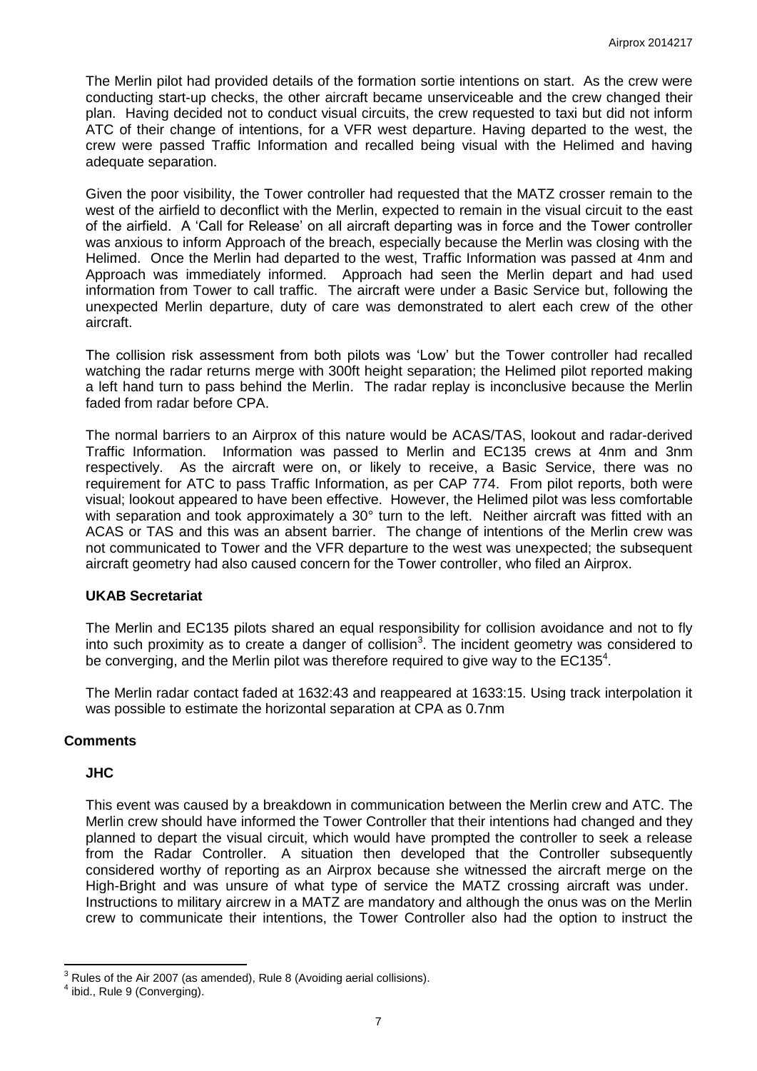The Merlin pilot had provided details of the formation sortie intentions on start. As the crew were conducting start-up checks, the other aircraft became unserviceable and the crew changed their plan. Having decided not to conduct visual circuits, the crew requested to taxi but did not inform ATC of their change of intentions, for a VFR west departure. Having departed to the west, the crew were passed Traffic Information and recalled being visual with the Helimed and having adequate separation.

Given the poor visibility, the Tower controller had requested that the MATZ crosser remain to the west of the airfield to deconflict with the Merlin, expected to remain in the visual circuit to the east of the airfield. A 'Call for Release' on all aircraft departing was in force and the Tower controller was anxious to inform Approach of the breach, especially because the Merlin was closing with the Helimed. Once the Merlin had departed to the west, Traffic Information was passed at 4nm and Approach was immediately informed. Approach had seen the Merlin depart and had used information from Tower to call traffic. The aircraft were under a Basic Service but, following the unexpected Merlin departure, duty of care was demonstrated to alert each crew of the other aircraft.

The collision risk assessment from both pilots was 'Low' but the Tower controller had recalled watching the radar returns merge with 300ft height separation; the Helimed pilot reported making a left hand turn to pass behind the Merlin. The radar replay is inconclusive because the Merlin faded from radar before CPA.

The normal barriers to an Airprox of this nature would be ACAS/TAS, lookout and radar-derived Traffic Information. Information was passed to Merlin and EC135 crews at 4nm and 3nm respectively. As the aircraft were on, or likely to receive, a Basic Service, there was no requirement for ATC to pass Traffic Information, as per CAP 774. From pilot reports, both were visual; lookout appeared to have been effective. However, the Helimed pilot was less comfortable with separation and took approximately a 30° turn to the left. Neither aircraft was fitted with an ACAS or TAS and this was an absent barrier. The change of intentions of the Merlin crew was not communicated to Tower and the VFR departure to the west was unexpected; the subsequent aircraft geometry had also caused concern for the Tower controller, who filed an Airprox.

### UKAB Secretariat

The Merlin and EC135 pilots shared an equal responsibility for collision avoidance and not to fly into such proximity as to create a danger of collision[3]. The incident geometry was considered to be converging, and the Merlin pilot was therefore required to give way to the EC135[4].

The Merlin radar contact faded at 1632:43 and reappeared at 1633:15. Using track interpolation it was possible to estimate the horizontal separation at CPA as 0.7nm

## Comments

### JHC

This event was caused by a breakdown in communication between the Merlin crew and ATC. The Merlin crew should have informed the Tower Controller that their intentions had changed and they planned to depart the visual circuit, which would have prompted the controller to seek a release from the Radar Controller. A situation then developed that the Controller subsequently considered worthy of reporting as an Airprox because she witnessed the aircraft merge on the High-Bright and was unsure of what type of service the MATZ crossing aircraft was under. Instructions to military aircrew in a MATZ are mandatory and although the onus was on the Merlin crew to communicate their intentions, the Tower Controller also had the option to instruct the

---

[3] Rules of the Air 2007 (as amended), Rule 8 (Avoiding aerial collisions).

[4] ibid., Rule 9 (Converging).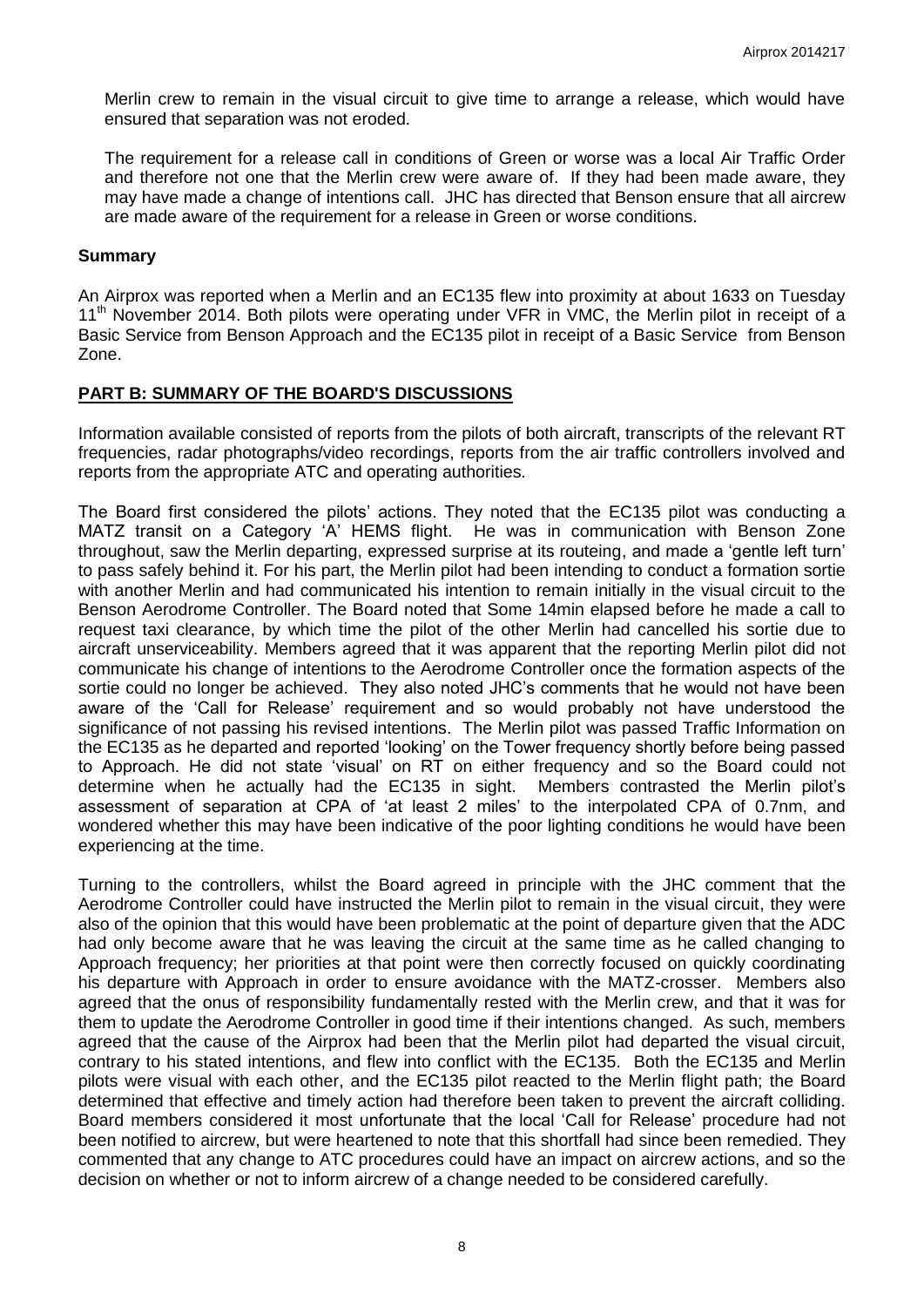Merlin crew to remain in the visual circuit to give time to arrange a release, which would have ensured that separation was not eroded.

The requirement for a release call in conditions of Green or worse was a local Air Traffic Order and therefore not one that the Merlin crew were aware of. If they had been made aware, they may have made a change of intentions call. JHC has directed that Benson ensure that all aircrew are made aware of the requirement for a release in Green or worse conditions.

## Summary

An Airprox was reported when a Merlin and an EC135 flew into proximity at about 1633 on Tuesday 11th November 2014. Both pilots were operating under VFR in VMC, the Merlin pilot in receipt of a Basic Service from Benson Approach and the EC135 pilot in receipt of a Basic Service from Benson Zone.

## PART B: SUMMARY OF THE BOARD'S DISCUSSIONS

Information available consisted of reports from the pilots of both aircraft, transcripts of the relevant RT frequencies, radar photographs/video recordings, reports from the air traffic controllers involved and reports from the appropriate ATC and operating authorities.

The Board first considered the pilots' actions. They noted that the EC135 pilot was conducting a MATZ transit on a Category 'A' HEMS flight. He was in communication with Benson Zone throughout, saw the Merlin departing, expressed surprise at its routeing, and made a 'gentle left turn' to pass safely behind it. For his part, the Merlin pilot had been intending to conduct a formation sortie with another Merlin and had communicated his intention to remain initially in the visual circuit to the Benson Aerodrome Controller. The Board noted that Some 14min elapsed before he made a call to request taxi clearance, by which time the pilot of the other Merlin had cancelled his sortie due to aircraft unserviceability. Members agreed that it was apparent that the reporting Merlin pilot did not communicate his change of intentions to the Aerodrome Controller once the formation aspects of the sortie could no longer be achieved. They also noted JHC's comments that he would not have been aware of the 'Call for Release' requirement and so would probably not have understood the significance of not passing his revised intentions. The Merlin pilot was passed Traffic Information on the EC135 as he departed and reported 'looking' on the Tower frequency shortly before being passed to Approach. He did not state 'visual' on RT on either frequency and so the Board could not determine when he actually had the EC135 in sight. Members contrasted the Merlin pilot's assessment of separation at CPA of 'at least 2 miles' to the interpolated CPA of 0.7nm, and wondered whether this may have been indicative of the poor lighting conditions he would have been experiencing at the time.

Turning to the controllers, whilst the Board agreed in principle with the JHC comment that the Aerodrome Controller could have instructed the Merlin pilot to remain in the visual circuit, they were also of the opinion that this would have been problematic at the point of departure given that the ADC had only become aware that he was leaving the circuit at the same time as he called changing to Approach frequency; her priorities at that point were then correctly focused on quickly coordinating his departure with Approach in order to ensure avoidance with the MATZ-crosser. Members also agreed that the onus of responsibility fundamentally rested with the Merlin crew, and that it was for them to update the Aerodrome Controller in good time if their intentions changed. As such, members agreed that the cause of the Airprox had been that the Merlin pilot had departed the visual circuit, contrary to his stated intentions, and flew into conflict with the EC135. Both the EC135 and Merlin pilots were visual with each other, and the EC135 pilot reacted to the Merlin flight path; the Board determined that effective and timely action had therefore been taken to prevent the aircraft colliding. Board members considered it most unfortunate that the local 'Call for Release' procedure had not been notified to aircrew, but were heartened to note that this shortfall had since been remedied. They commented that any change to ATC procedures could have an impact on aircrew actions, and so the decision on whether or not to inform aircrew of a change needed to be considered carefully.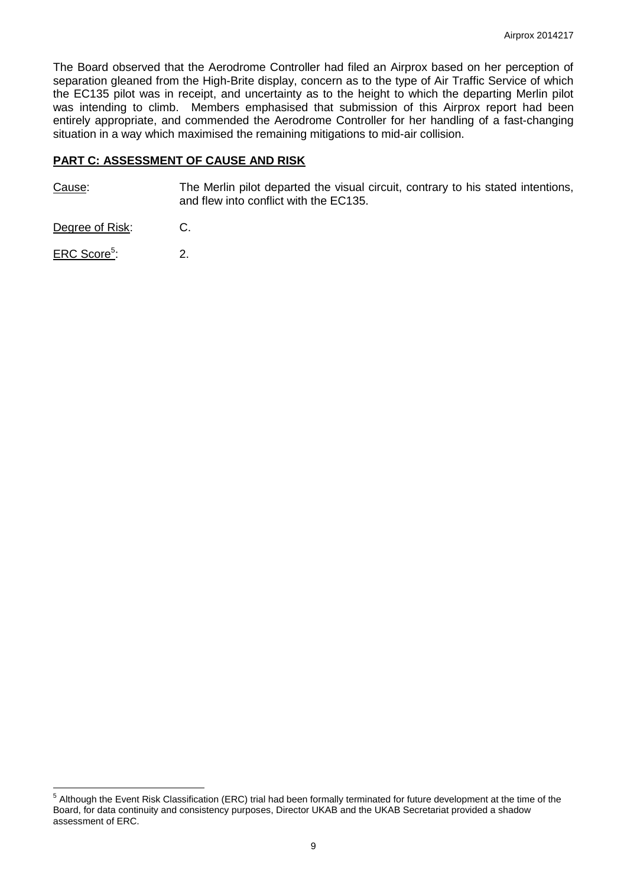The Board observed that the Aerodrome Controller had filed an Airprox based on her perception of separation gleaned from the High-Brite display, concern as to the type of Air Traffic Service of which the EC135 pilot was in receipt, and uncertainty as to the height to which the departing Merlin pilot was intending to climb. Members emphasised that submission of this Airprox report had been entirely appropriate, and commended the Aerodrome Controller for her handling of a fast-changing situation in a way which maximised the remaining mitigations to mid-air collision.

## PART C: ASSESSMENT OF CAUSE AND RISK

Cause: The Merlin pilot departed the visual circuit, contrary to his stated intentions, and flew into conflict with the EC135.

Degree of Risk: C.

ERC Score[5]: 2.

---

[5] Although the Event Risk Classification (ERC) trial had been formally terminated for future development at the time of the Board, for data continuity and consistency purposes, Director UKAB and the UKAB Secretariat provided a shadow assessment of ERC.